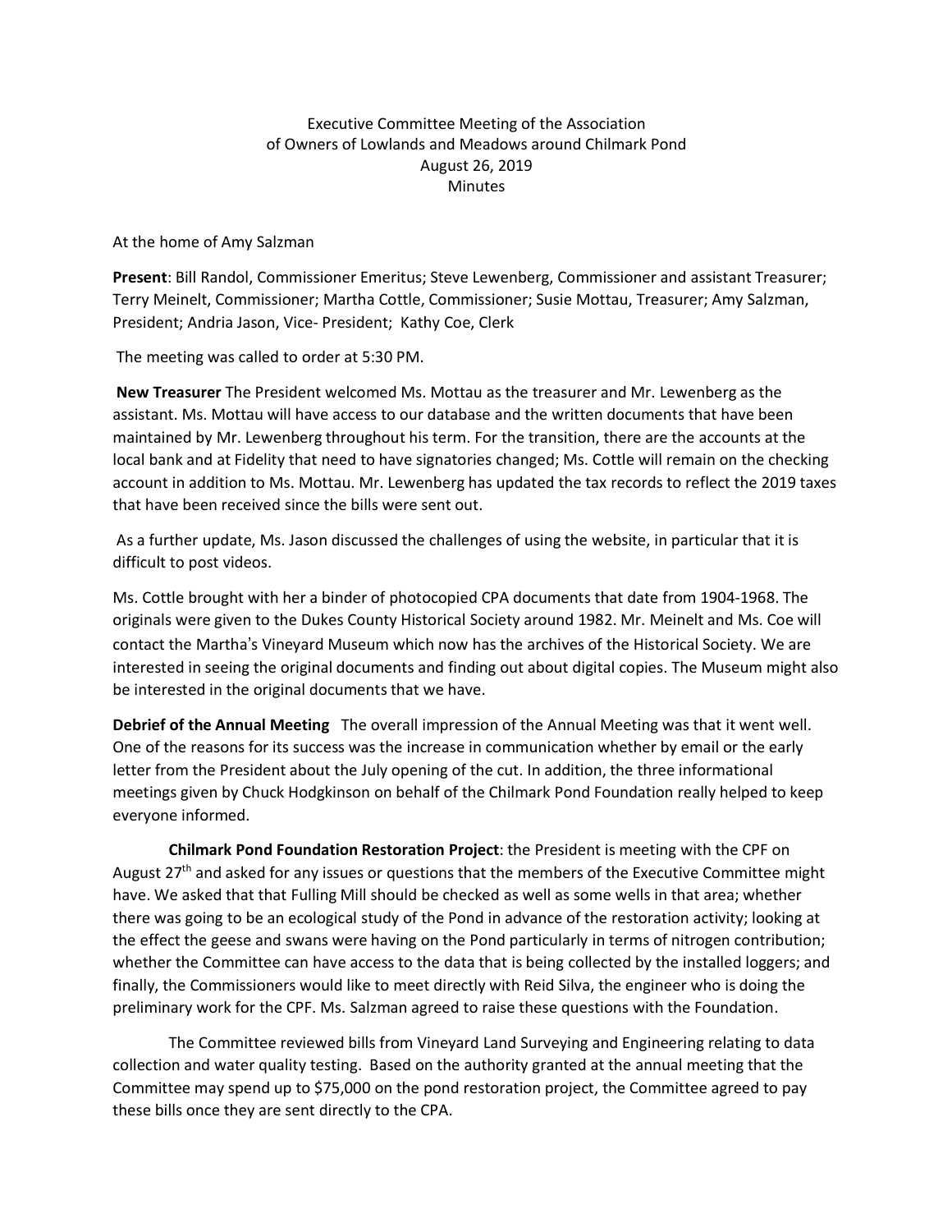Executive Committee Meeting of the Association
of Owners of Lowlands and Meadows around Chilmark Pond
August 26, 2019
Minutes

At the home of Amy Salzman

**Present**: Bill Randol, Commissioner Emeritus; Steve Lewenberg, Commissioner and assistant Treasurer; Terry Meinelt, Commissioner; Martha Cottle, Commissioner; Susie Mottau, Treasurer; Amy Salzman, President; Andria Jason, Vice- President; Kathy Coe, Clerk

The meeting was called to order at 5:30 PM.

**New Treasurer** The President welcomed Ms. Mottau as the treasurer and Mr. Lewenberg as the assistant. Ms. Mottau will have access to our database and the written documents that have been maintained by Mr. Lewenberg throughout his term. For the transition, there are the accounts at the local bank and at Fidelity that need to have signatories changed; Ms. Cottle will remain on the checking account in addition to Ms. Mottau. Mr. Lewenberg has updated the tax records to reflect the 2019 taxes that have been received since the bills were sent out.

As a further update, Ms. Jason discussed the challenges of using the website, in particular that it is difficult to post videos.

Ms. Cottle brought with her a binder of photocopied CPA documents that date from 1904-1968. The originals were given to the Dukes County Historical Society around 1982. Mr. Meinelt and Ms. Coe will contact the Martha's Vineyard Museum which now has the archives of the Historical Society. We are interested in seeing the original documents and finding out about digital copies. The Museum might also be interested in the original documents that we have.

**Debrief of the Annual Meeting** The overall impression of the Annual Meeting was that it went well. One of the reasons for its success was the increase in communication whether by email or the early letter from the President about the July opening of the cut. In addition, the three informational meetings given by Chuck Hodgkinson on behalf of the Chilmark Pond Foundation really helped to keep everyone informed.

**Chilmark Pond Foundation Restoration Project**: the President is meeting with the CPF on August 27th and asked for any issues or questions that the members of the Executive Committee might have. We asked that that Fulling Mill should be checked as well as some wells in that area; whether there was going to be an ecological study of the Pond in advance of the restoration activity; looking at the effect the geese and swans were having on the Pond particularly in terms of nitrogen contribution; whether the Committee can have access to the data that is being collected by the installed loggers; and finally, the Commissioners would like to meet directly with Reid Silva, the engineer who is doing the preliminary work for the CPF. Ms. Salzman agreed to raise these questions with the Foundation.

The Committee reviewed bills from Vineyard Land Surveying and Engineering relating to data collection and water quality testing. Based on the authority granted at the annual meeting that the Committee may spend up to $75,000 on the pond restoration project, the Committee agreed to pay these bills once they are sent directly to the CPA.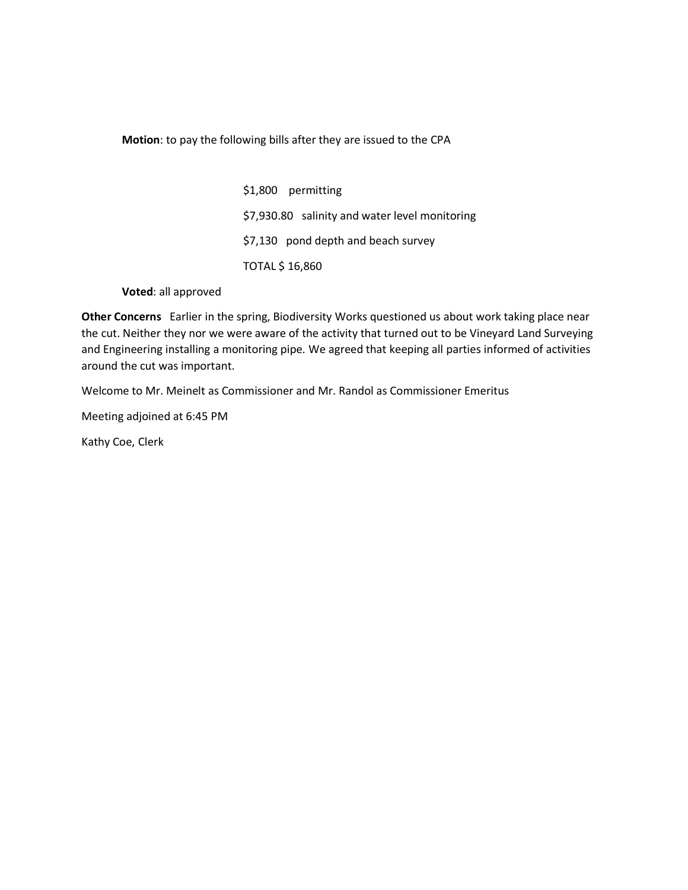**Motion**: to pay the following bills after they are issued to the CPA

$1,800 permitting

$7,930.80 salinity and water level monitoring

$7,130 pond depth and beach survey

TOTAL $ 16,860

**Voted**: all approved

**Other Concerns** Earlier in the spring, Biodiversity Works questioned us about work taking place near the cut. Neither they nor we were aware of the activity that turned out to be Vineyard Land Surveying and Engineering installing a monitoring pipe. We agreed that keeping all parties informed of activities around the cut was important.

Welcome to Mr. Meinelt as Commissioner and Mr. Randol as Commissioner Emeritus

Meeting adjoined at 6:45 PM

Kathy Coe, Clerk